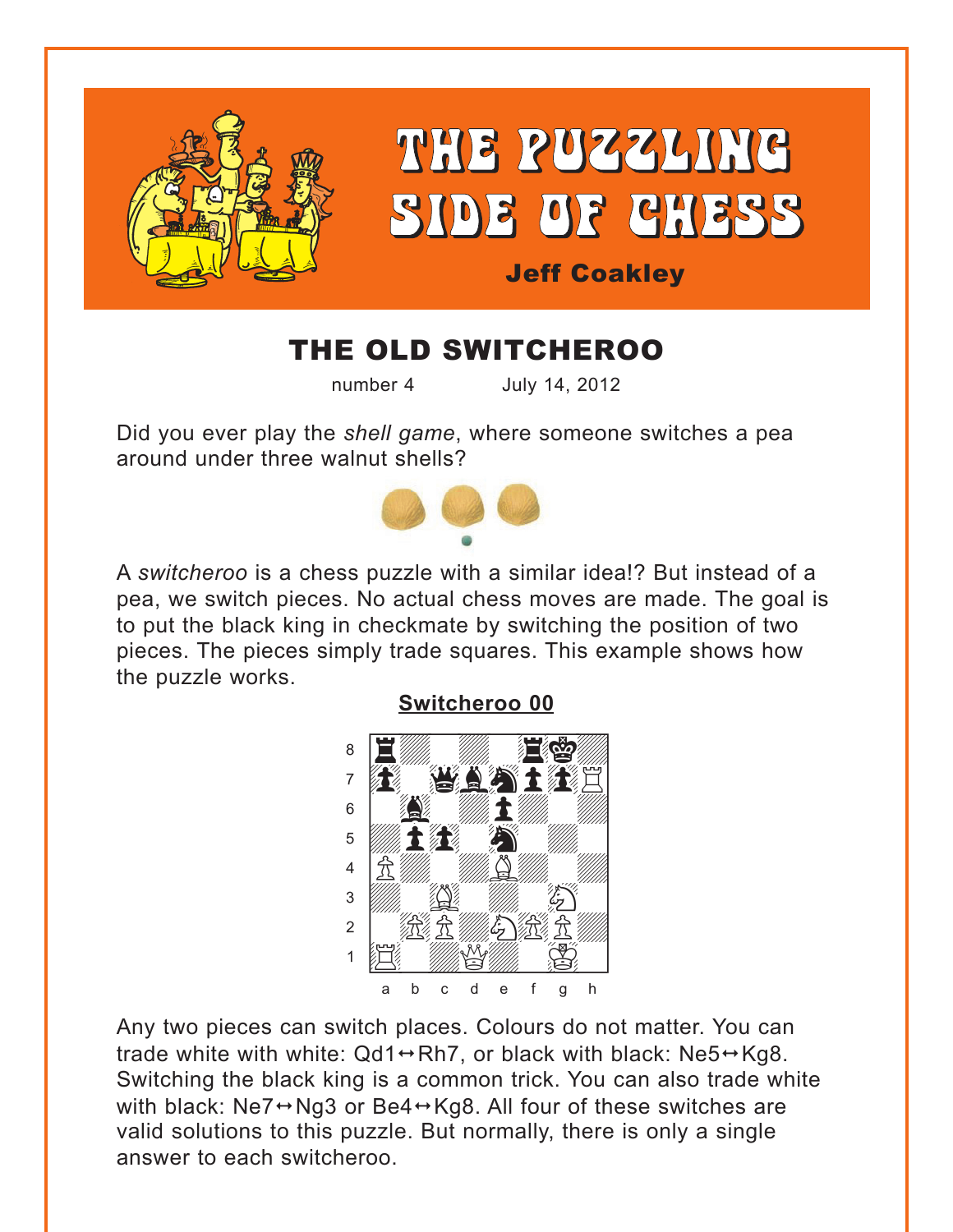# THE PUZZLING SIDE OF CHESS

**Jeff Coakley**

## THE OLD SWITCHEROO

number 4 July 14, 2012

Did you ever play the *shell game*, where someone switches a pea around under three walnut shells?

A *switcheroo* is a chess puzzle with a similar idea!? But instead of a pea, we switch pieces. No actual chess moves are made. The goal is to put the black king in checkmate by switching the position of two pieces. The pieces simply trade squares. This example shows how the puzzle works.

**Switcheroo 00**

Any two pieces can switch places. Colours do not matter. You can trade white with white: Qd1↔Rh7, or black with black: Ne5↔Kg8. Switching the black king is a common trick. You can also trade white with black: Ne7↔Ng3 or Be4↔Kg8. All four of these switches are valid solutions to this puzzle. But normally, there is only a single answer to each switcheroo.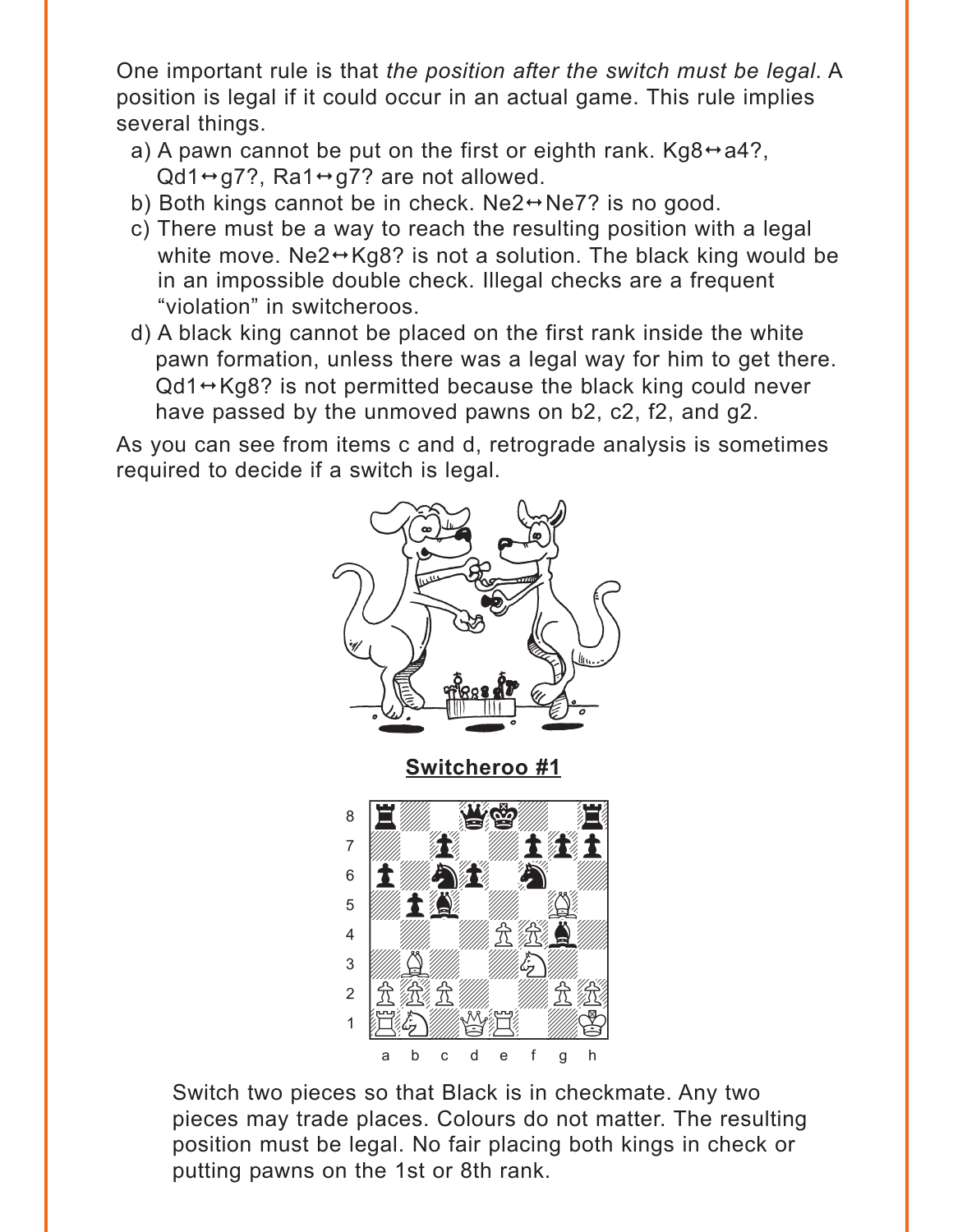One important rule is that *the position after the switch must be legal*. A position is legal if it could occur in an actual game. This rule implies several things.

a) A pawn cannot be put on the first or eighth rank. Kg8↔a4?, Qd1↔g7?, Ra1↔g7? are not allowed.
b) Both kings cannot be in check. Ne2↔Ne7? is no good.
c) There must be a way to reach the resulting position with a legal white move. Ne2↔Kg8? is not a solution. The black king would be in an impossible double check. Illegal checks are a frequent "violation" in switcheroos.
d) A black king cannot be placed on the first rank inside the white pawn formation, unless there was a legal way for him to get there. Qd1↔Kg8? is not permitted because the black king could never have passed by the unmoved pawns on b2, c2, f2, and g2.

As you can see from items c and d, retrograde analysis is sometimes required to decide if a switch is legal.

**Switcheroo #1**

Switch two pieces so that Black is in checkmate. Any two pieces may trade places. Colours do not matter. The resulting position must be legal. No fair placing both kings in check or putting pawns on the 1st or 8th rank.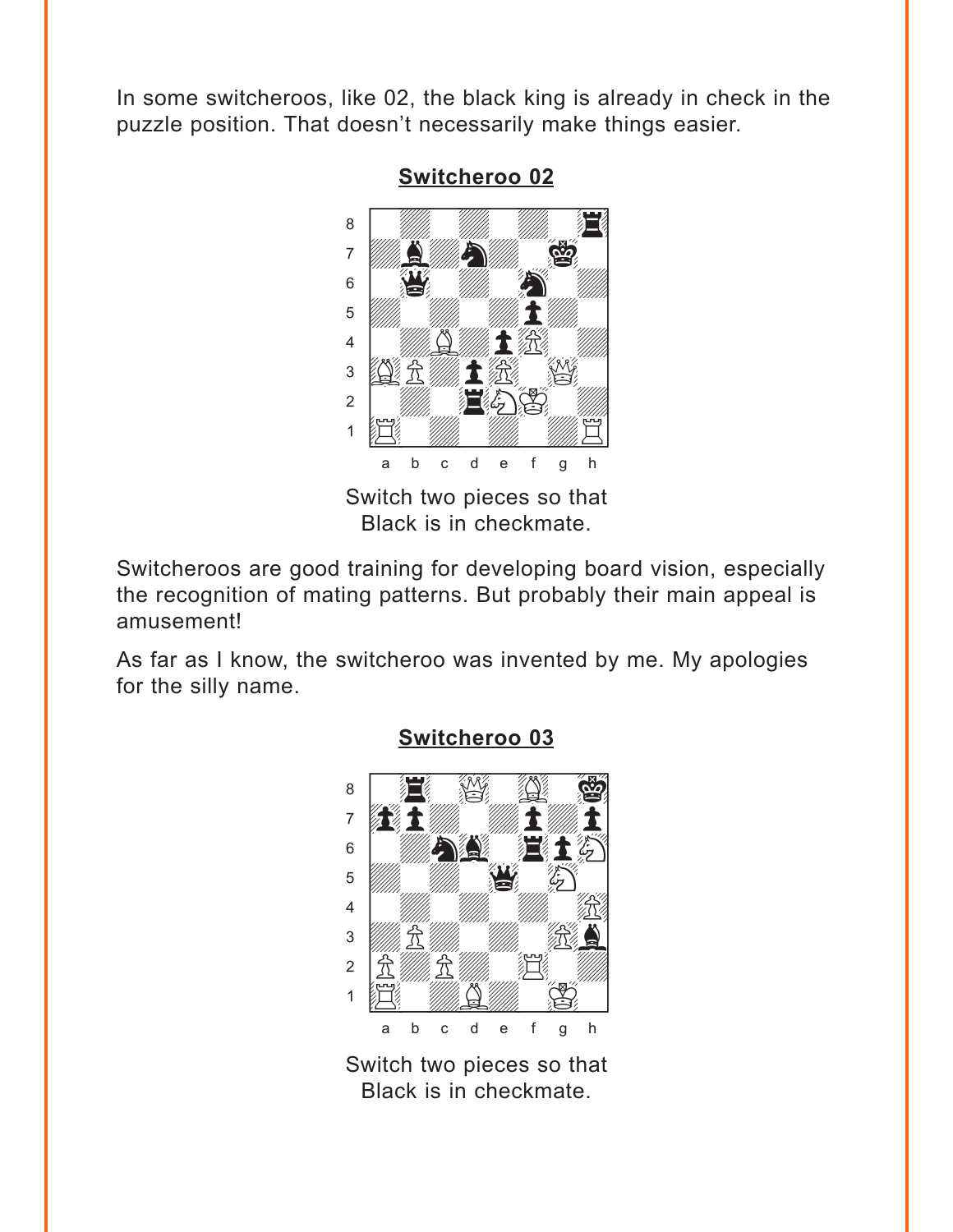In some switcheroos, like 02, the black king is already in check in the puzzle position. That doesn't necessarily make things easier.

**Switcheroo 02**

Switch two pieces so that Black is in checkmate.

Switcheroos are good training for developing board vision, especially the recognition of mating patterns. But probably their main appeal is amusement!

As far as I know, the switcheroo was invented by me. My apologies for the silly name.

**Switcheroo 03**

Switch two pieces so that Black is in checkmate.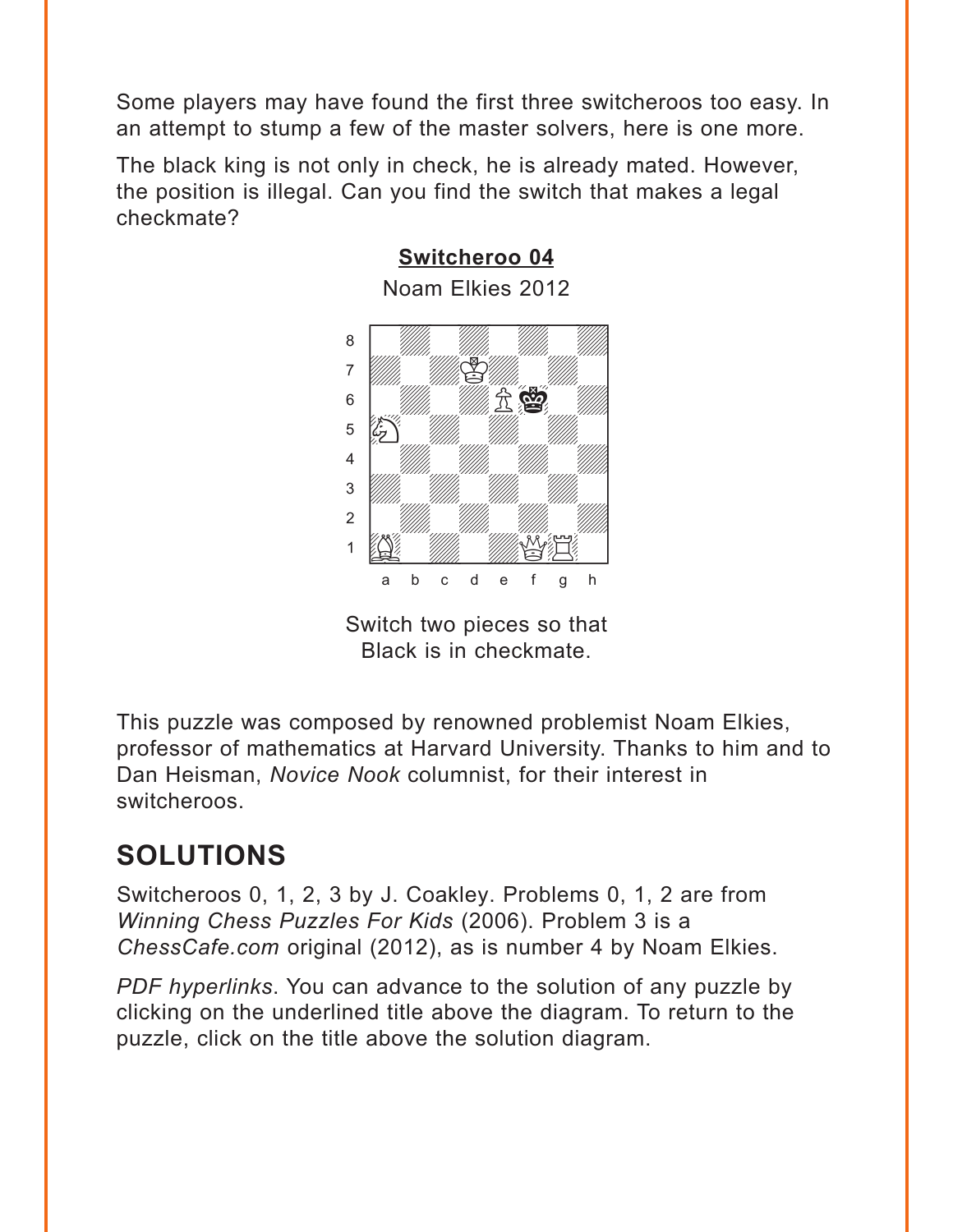Some players may have found the first three switcheroos too easy. In an attempt to stump a few of the master solvers, here is one more.

The black king is not only in check, he is already mated. However, the position is illegal. Can you find the switch that makes a legal checkmate?

**Switcheroo 04**

Noam Elkies 2012

Switch two pieces so that Black is in checkmate.

This puzzle was composed by renowned problemist Noam Elkies, professor of mathematics at Harvard University. Thanks to him and to Dan Heisman, *Novice Nook* columnist, for their interest in switcheroos.

## SOLUTIONS

Switcheroos 0, 1, 2, 3 by J. Coakley. Problems 0, 1, 2 are from *Winning Chess Puzzles For Kids* (2006). Problem 3 is a *ChessCafe.com* original (2012), as is number 4 by Noam Elkies.

*PDF hyperlinks*. You can advance to the solution of any puzzle by clicking on the underlined title above the diagram. To return to the puzzle, click on the title above the solution diagram.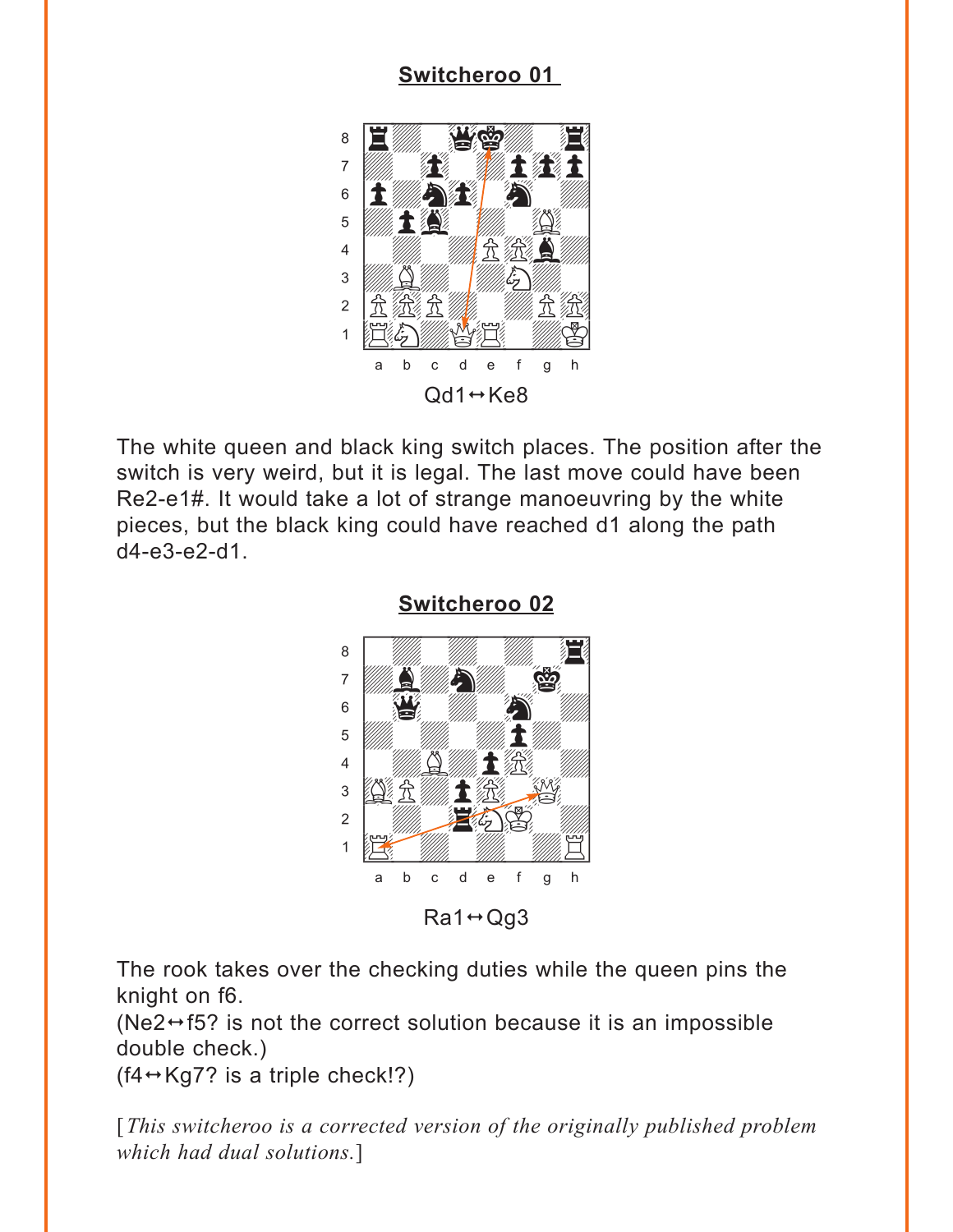## Switcheroo 01

Qd1↔Ke8

The white queen and black king switch places. The position after the switch is very weird, but it is legal. The last move could have been Re2-e1#. It would take a lot of strange manoeuvring by the white pieces, but the black king could have reached d1 along the path d4-e3-e2-d1.

## Switcheroo 02

Ra1↔Qg3

The rook takes over the checking duties while the queen pins the knight on f6.
(Ne2↔f5? is not the correct solution because it is an impossible double check.)
(f4↔Kg7? is a triple check!?)

[*This switcheroo is a corrected version of the originally published problem which had dual solutions.*]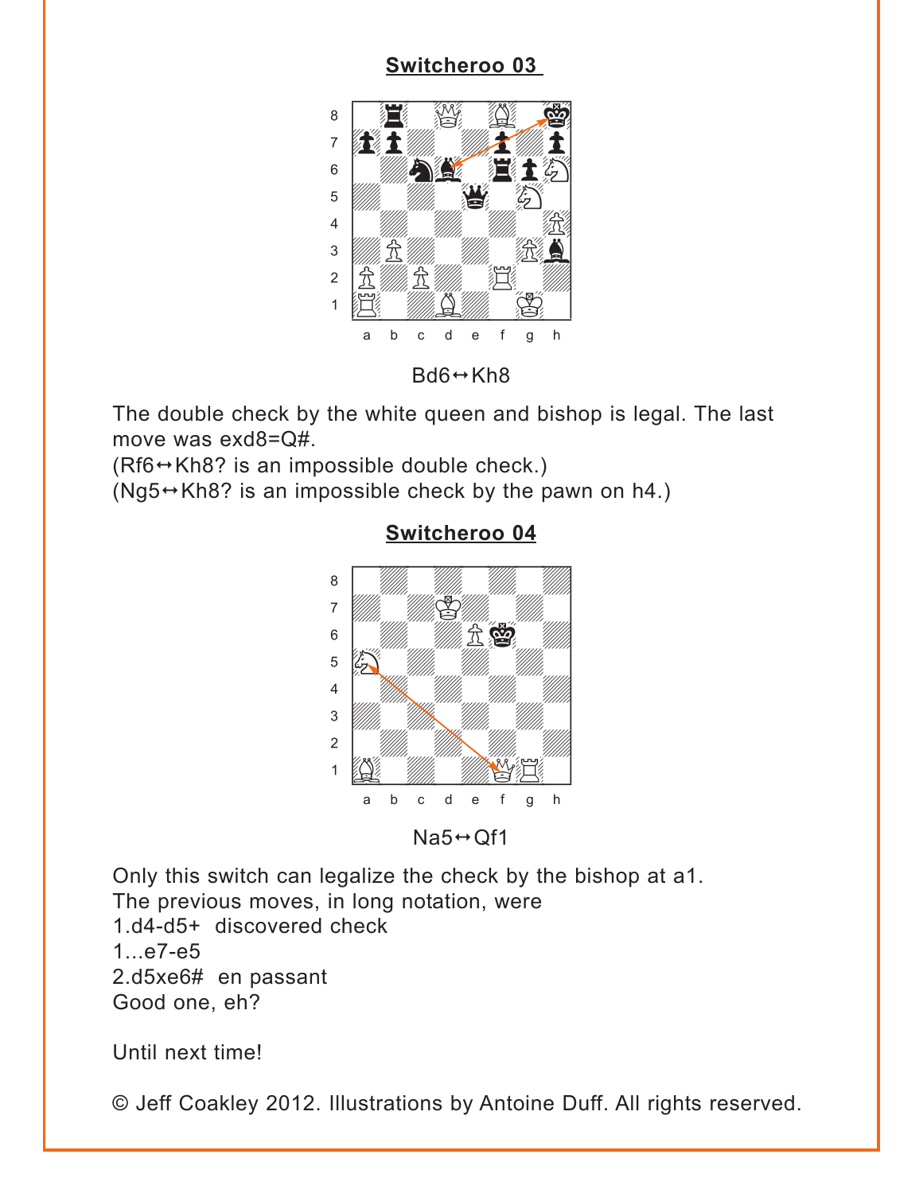## Switcheroo 03

Bd6↔Kh8

The double check by the white queen and bishop is legal. The last move was exd8=Q#.
(Rf6↔Kh8? is an impossible double check.)
(Ng5↔Kh8? is an impossible check by the pawn on h4.)

## Switcheroo 04

Na5↔Qf1

Only this switch can legalize the check by the bishop at a1.
The previous moves, in long notation, were
1.d4-d5+ discovered check
1...e7-e5
2.d5xe6# en passant
Good one, eh?

Until next time!

© Jeff Coakley 2012. Illustrations by Antoine Duff. All rights reserved.